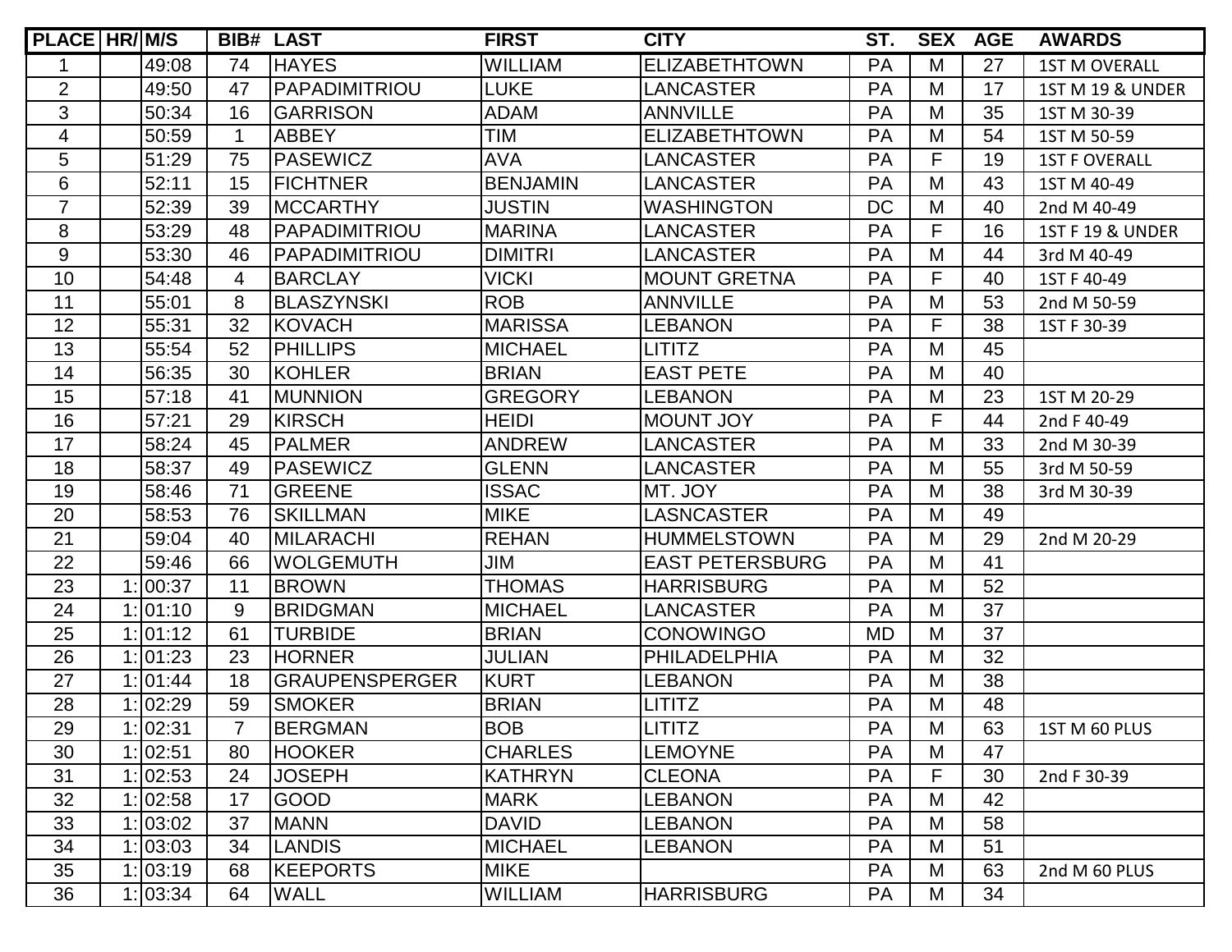| PLACE | HR/ | M/S | BIB# | LAST | FIRST | CITY | ST. | SEX | AGE | AWARDS |
|---|---|---|---|---|---|---|---|---|---|---|
| 1 | | 49:08 | 74 | HAYES | WILLIAM | ELIZABETHTOWN | PA | M | 27 | 1ST M OVERALL |
| 2 | | 49:50 | 47 | PAPADIMITRIOU | LUKE | LANCASTER | PA | M | 17 | 1ST M 19 & UNDER |
| 3 | | 50:34 | 16 | GARRISON | ADAM | ANNVILLE | PA | M | 35 | 1ST M 30-39 |
| 4 | | 50:59 | 1 | ABBEY | TIM | ELIZABETHTOWN | PA | M | 54 | 1ST M 50-59 |
| 5 | | 51:29 | 75 | PASEWICZ | AVA | LANCASTER | PA | F | 19 | 1ST F OVERALL |
| 6 | | 52:11 | 15 | FICHTNER | BENJAMIN | LANCASTER | PA | M | 43 | 1ST M 40-49 |
| 7 | | 52:39 | 39 | MCCARTHY | JUSTIN | WASHINGTON | DC | M | 40 | 2nd M 40-49 |
| 8 | | 53:29 | 48 | PAPADIMITRIOU | MARINA | LANCASTER | PA | F | 16 | 1ST F 19 & UNDER |
| 9 | | 53:30 | 46 | PAPADIMITRIOU | DIMITRI | LANCASTER | PA | M | 44 | 3rd M 40-49 |
| 10 | | 54:48 | 4 | BARCLAY | VICKI | MOUNT GRETNA | PA | F | 40 | 1ST F 40-49 |
| 11 | | 55:01 | 8 | BLASZYNSKI | ROB | ANNVILLE | PA | M | 53 | 2nd M 50-59 |
| 12 | | 55:31 | 32 | KOVACH | MARISSA | LEBANON | PA | F | 38 | 1ST F 30-39 |
| 13 | | 55:54 | 52 | PHILLIPS | MICHAEL | LITITZ | PA | M | 45 | |
| 14 | | 56:35 | 30 | KOHLER | BRIAN | EAST PETE | PA | M | 40 | |
| 15 | | 57:18 | 41 | MUNNION | GREGORY | LEBANON | PA | M | 23 | 1ST M 20-29 |
| 16 | | 57:21 | 29 | KIRSCH | HEIDI | MOUNT JOY | PA | F | 44 | 2nd F 40-49 |
| 17 | | 58:24 | 45 | PALMER | ANDREW | LANCASTER | PA | M | 33 | 2nd M 30-39 |
| 18 | | 58:37 | 49 | PASEWICZ | GLENN | LANCASTER | PA | M | 55 | 3rd M 50-59 |
| 19 | | 58:46 | 71 | GREENE | ISSAC | MT. JOY | PA | M | 38 | 3rd M 30-39 |
| 20 | | 58:53 | 76 | SKILLMAN | MIKE | LASNCASTER | PA | M | 49 | |
| 21 | | 59:04 | 40 | MILARACHI | REHAN | HUMMELSTOWN | PA | M | 29 | 2nd M 20-29 |
| 22 | | 59:46 | 66 | WOLGEMUTH | JIM | EAST PETERSBURG | PA | M | 41 | |
| 23 | 1: | 00:37 | 11 | BROWN | THOMAS | HARRISBURG | PA | M | 52 | |
| 24 | 1: | 01:10 | 9 | BRIDGMAN | MICHAEL | LANCASTER | PA | M | 37 | |
| 25 | 1: | 01:12 | 61 | TURBIDE | BRIAN | CONOWINGO | MD | M | 37 | |
| 26 | 1: | 01:23 | 23 | HORNER | JULIAN | PHILADELPHIA | PA | M | 32 | |
| 27 | 1: | 01:44 | 18 | GRAUPENSPERGER | KURT | LEBANON | PA | M | 38 | |
| 28 | 1: | 02:29 | 59 | SMOKER | BRIAN | LITITZ | PA | M | 48 | |
| 29 | 1: | 02:31 | 7 | BERGMAN | BOB | LITITZ | PA | M | 63 | 1ST M 60 PLUS |
| 30 | 1: | 02:51 | 80 | HOOKER | CHARLES | LEMOYNE | PA | M | 47 | |
| 31 | 1: | 02:53 | 24 | JOSEPH | KATHRYN | CLEONA | PA | F | 30 | 2nd F 30-39 |
| 32 | 1: | 02:58 | 17 | GOOD | MARK | LEBANON | PA | M | 42 | |
| 33 | 1: | 03:02 | 37 | MANN | DAVID | LEBANON | PA | M | 58 | |
| 34 | 1: | 03:03 | 34 | LANDIS | MICHAEL | LEBANON | PA | M | 51 | |
| 35 | 1: | 03:19 | 68 | KEEPORTS | MIKE | | PA | M | 63 | 2nd M 60 PLUS |
| 36 | 1: | 03:34 | 64 | WALL | WILLIAM | HARRISBURG | PA | M | 34 | |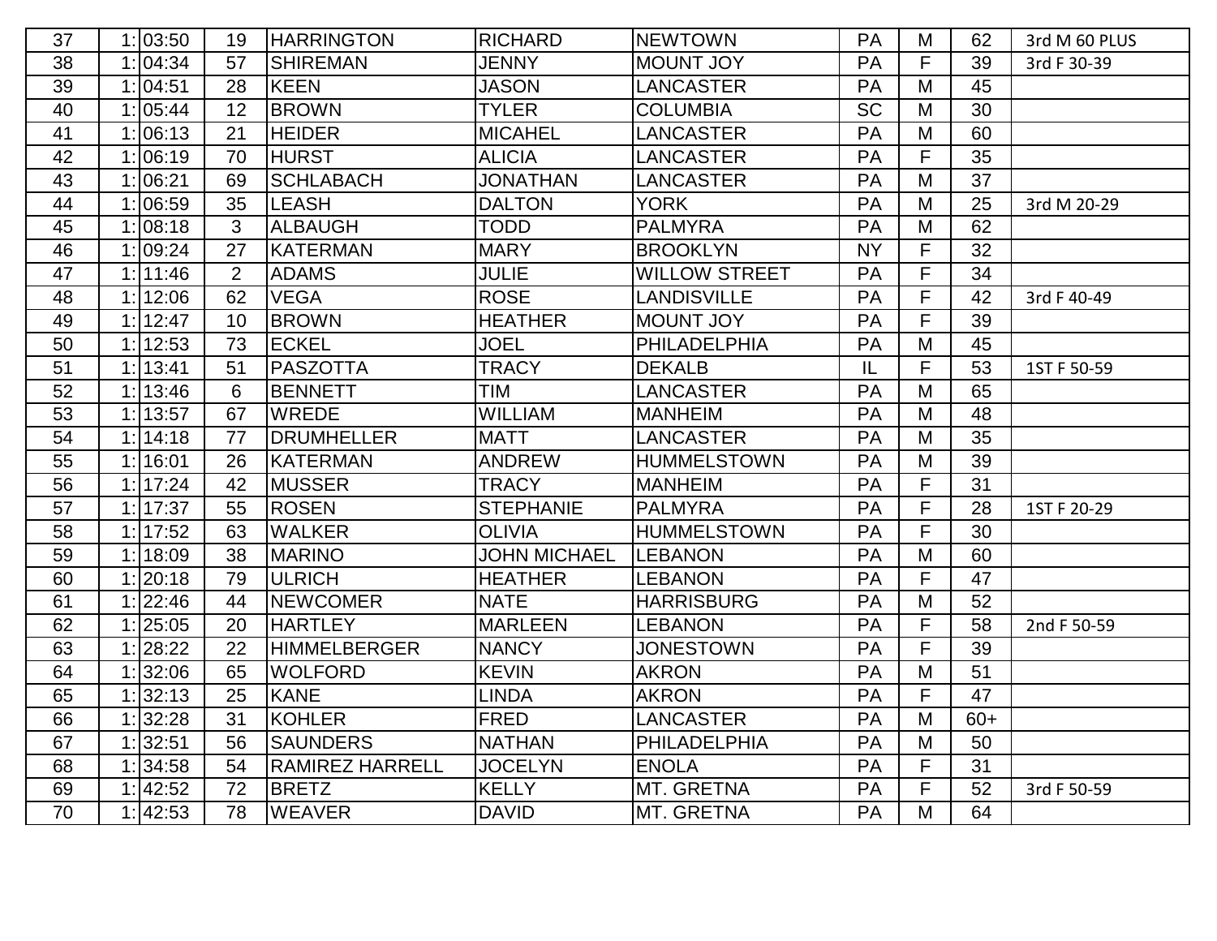| | | | | | | | | | | |
|---|---|---|---|---|---|---|---|---|---|---|
| 37 | 1: | 03:50 | 19 | HARRINGTON | RICHARD | NEWTOWN | PA | M | 62 | 3rd M 60 PLUS |
| 38 | 1: | 04:34 | 57 | SHIREMAN | JENNY | MOUNT JOY | PA | F | 39 | 3rd F 30-39 |
| 39 | 1: | 04:51 | 28 | KEEN | JASON | LANCASTER | PA | M | 45 | |
| 40 | 1: | 05:44 | 12 | BROWN | TYLER | COLUMBIA | SC | M | 30 | |
| 41 | 1: | 06:13 | 21 | HEIDER | MICAHEL | LANCASTER | PA | M | 60 | |
| 42 | 1: | 06:19 | 70 | HURST | ALICIA | LANCASTER | PA | F | 35 | |
| 43 | 1: | 06:21 | 69 | SCHLABACH | JONATHAN | LANCASTER | PA | M | 37 | |
| 44 | 1: | 06:59 | 35 | LEASH | DALTON | YORK | PA | M | 25 | 3rd M 20-29 |
| 45 | 1: | 08:18 | 3 | ALBAUGH | TODD | PALMYRA | PA | M | 62 | |
| 46 | 1: | 09:24 | 27 | KATERMAN | MARY | BROOKLYN | NY | F | 32 | |
| 47 | 1: | 11:46 | 2 | ADAMS | JULIE | WILLOW STREET | PA | F | 34 | |
| 48 | 1: | 12:06 | 62 | VEGA | ROSE | LANDISVILLE | PA | F | 42 | 3rd F 40-49 |
| 49 | 1: | 12:47 | 10 | BROWN | HEATHER | MOUNT JOY | PA | F | 39 | |
| 50 | 1: | 12:53 | 73 | ECKEL | JOEL | PHILADELPHIA | PA | M | 45 | |
| 51 | 1: | 13:41 | 51 | PASZOTTA | TRACY | DEKALB | IL | F | 53 | 1ST F 50-59 |
| 52 | 1: | 13:46 | 6 | BENNETT | TIM | LANCASTER | PA | M | 65 | |
| 53 | 1: | 13:57 | 67 | WREDE | WILLIAM | MANHEIM | PA | M | 48 | |
| 54 | 1: | 14:18 | 77 | DRUMHELLER | MATT | LANCASTER | PA | M | 35 | |
| 55 | 1: | 16:01 | 26 | KATERMAN | ANDREW | HUMMELSTOWN | PA | M | 39 | |
| 56 | 1: | 17:24 | 42 | MUSSER | TRACY | MANHEIM | PA | F | 31 | |
| 57 | 1: | 17:37 | 55 | ROSEN | STEPHANIE | PALMYRA | PA | F | 28 | 1ST F 20-29 |
| 58 | 1: | 17:52 | 63 | WALKER | OLIVIA | HUMMELSTOWN | PA | F | 30 | |
| 59 | 1: | 18:09 | 38 | MARINO | JOHN MICHAEL | LEBANON | PA | M | 60 | |
| 60 | 1: | 20:18 | 79 | ULRICH | HEATHER | LEBANON | PA | F | 47 | |
| 61 | 1: | 22:46 | 44 | NEWCOMER | NATE | HARRISBURG | PA | M | 52 | |
| 62 | 1: | 25:05 | 20 | HARTLEY | MARLEEN | LEBANON | PA | F | 58 | 2nd F 50-59 |
| 63 | 1: | 28:22 | 22 | HIMMELBERGER | NANCY | JONESTOWN | PA | F | 39 | |
| 64 | 1: | 32:06 | 65 | WOLFORD | KEVIN | AKRON | PA | M | 51 | |
| 65 | 1: | 32:13 | 25 | KANE | LINDA | AKRON | PA | F | 47 | |
| 66 | 1: | 32:28 | 31 | KOHLER | FRED | LANCASTER | PA | M | 60+ | |
| 67 | 1: | 32:51 | 56 | SAUNDERS | NATHAN | PHILADELPHIA | PA | M | 50 | |
| 68 | 1: | 34:58 | 54 | RAMIREZ HARRELL | JOCELYN | ENOLA | PA | F | 31 | |
| 69 | 1: | 42:52 | 72 | BRETZ | KELLY | MT. GRETNA | PA | F | 52 | 3rd F 50-59 |
| 70 | 1: | 42:53 | 78 | WEAVER | DAVID | MT. GRETNA | PA | M | 64 | |